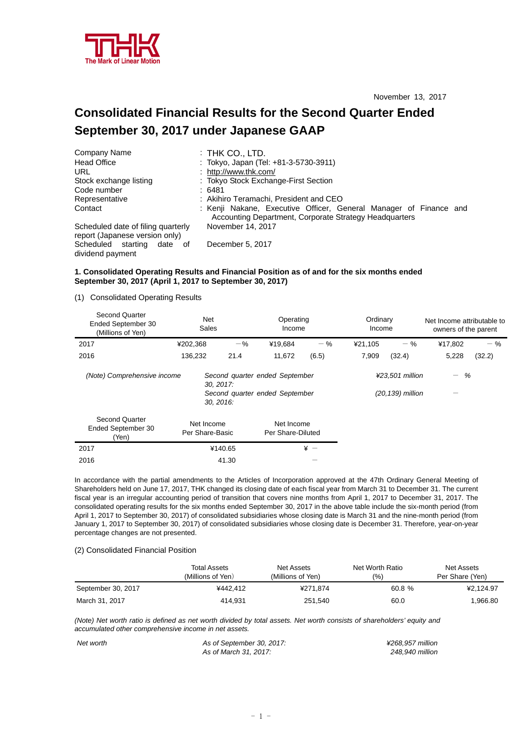THK
The Mark of Linear Motion

November 13, 2017

# Consolidated Financial Results for the Second Quarter Ended September 30, 2017 under Japanese GAAP

| | |
|---|---|
| Company Name | : THK CO., LTD. |
| Head Office | : Tokyo, Japan (Tel: +81-3-5730-3911) |
| URL | : http://www.thk.com/ |
| Stock exchange listing | : Tokyo Stock Exchange-First Section |
| Code number | : 6481 |
| Representative | : Akihiro Teramachi, President and CEO |
| Contact | : Kenji Nakane, Executive Officer, General Manager of Finance and Accounting Department, Corporate Strategy Headquarters |
| Scheduled date of filing quarterly report (Japanese version only) | November 14, 2017 |
| Scheduled starting date of dividend payment | December 5, 2017 |

**1. Consolidated Operating Results and Financial Position as of and for the six months ended September 30, 2017 (April 1, 2017 to September 30, 2017)**

(1) Consolidated Operating Results

| Second Quarter Ended September 30 (Millions of Yen) | Net Sales | | Operating Income | | Ordinary Income | | Net Income attributable to owners of the parent | |
|---|---|---|---|---|---|---|---|---|
| 2017 | ¥202,368 | －% | ¥19,684 | －% | ¥21,105 | －% | ¥17,802 | －% |
| 2016 | 136,232 | 21.4 | 11,672 | (6.5) | 7,909 | (32.4) | 5,228 | (32.2) |

| *(Note) Comprehensive income* | | | |
|---|---|---|---|
| | *Second quarter ended September 30, 2017:* | *¥23,501 million* | *－ %* |
| | *Second quarter ended September 30, 2016:* | *(20,139) million* | *－* |

| Second Quarter Ended September 30 (Yen) | Net Income Per Share-Basic | Net Income Per Share-Diluted |
|---|---|---|
| 2017 | ¥140.65 | ¥ － |
| 2016 | 41.30 | － |

In accordance with the partial amendments to the Articles of Incorporation approved at the 47th Ordinary General Meeting of Shareholders held on June 17, 2017, THK changed its closing date of each fiscal year from March 31 to December 31. The current fiscal year is an irregular accounting period of transition that covers nine months from April 1, 2017 to December 31, 2017. The consolidated operating results for the six months ended September 30, 2017 in the above table include the six-month period (from April 1, 2017 to September 30, 2017) of consolidated subsidiaries whose closing date is March 31 and the nine-month period (from January 1, 2017 to September 30, 2017) of consolidated subsidiaries whose closing date is December 31. Therefore, year-on-year percentage changes are not presented.

(2) Consolidated Financial Position

| | Total Assets (Millions of Yen) | Net Assets (Millions of Yen) | Net Worth Ratio (%) | Net Assets Per Share (Yen) |
|---|---|---|---|---|
| September 30, 2017 | ¥442,412 | ¥271,874 | 60.8 % | ¥2,124.97 |
| March 31, 2017 | 414,931 | 251,540 | 60.0 | 1,966.80 |

*(Note) Net worth ratio is defined as net worth divided by total assets. Net worth consists of shareholders' equity and accumulated other comprehensive income in net assets.*

| *Net worth* | *As of September 30, 2017:* | *¥268,957 million* |
|---|---|---|
| | *As of March 31, 2017:* | *248,940 million* |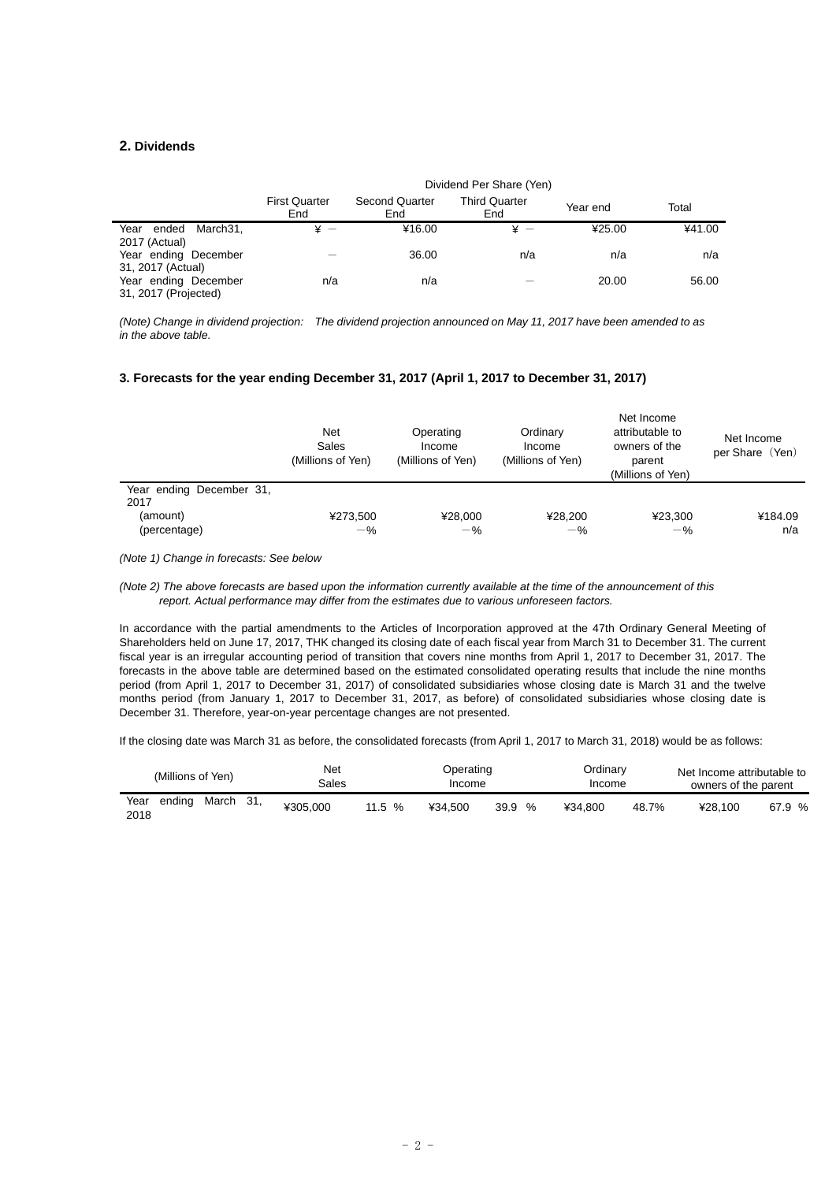## 2. Dividends

| | Dividend Per Share (Yen) | | | | |
|---|---|---|---|---|---|
| | First Quarter End | Second Quarter End | Third Quarter End | Year end | Total |
| Year ended March31, 2017 (Actual) | ¥ － | ¥16.00 | ¥ － | ¥25.00 | ¥41.00 |
| Year ending December 31, 2017 (Actual) | － | 36.00 | n/a | n/a | n/a |
| Year ending December 31, 2017 (Projected) | n/a | n/a | － | 20.00 | 56.00 |

*(Note) Change in dividend projection: The dividend projection announced on May 11, 2017 have been amended to as in the above table.*

### 3. Forecasts for the year ending December 31, 2017 (April 1, 2017 to December 31, 2017)

| | Net Sales (Millions of Yen) | Operating Income (Millions of Yen) | Ordinary Income (Millions of Yen) | Net Income attributable to owners of the parent (Millions of Yen) | Net Income per Share（Yen） |
|---|---|---|---|---|---|
| Year ending December 31, 2017 | | | | | |
| (amount) | ¥273,500 | ¥28,000 | ¥28,200 | ¥23,300 | ¥184.09 |
| (percentage) | －% | －% | －% | －% | n/a |

*(Note 1) Change in forecasts: See below*

*(Note 2) The above forecasts are based upon the information currently available at the time of the announcement of this report. Actual performance may differ from the estimates due to various unforeseen factors.*

In accordance with the partial amendments to the Articles of Incorporation approved at the 47th Ordinary General Meeting of Shareholders held on June 17, 2017, THK changed its closing date of each fiscal year from March 31 to December 31. The current fiscal year is an irregular accounting period of transition that covers nine months from April 1, 2017 to December 31, 2017. The forecasts in the above table are determined based on the estimated consolidated operating results that include the nine months period (from April 1, 2017 to December 31, 2017) of consolidated subsidiaries whose closing date is March 31 and the twelve months period (from January 1, 2017 to December 31, 2017, as before) of consolidated subsidiaries whose closing date is December 31. Therefore, year-on-year percentage changes are not presented.

If the closing date was March 31 as before, the consolidated forecasts (from April 1, 2017 to March 31, 2018) would be as follows:

| (Millions of Yen) | Net Sales | | Operating Income | | Ordinary Income | | Net Income attributable to owners of the parent | |
|---|---|---|---|---|---|---|---|---|
| Year ending March 31, 2018 | ¥305,000 | 11.5 % | ¥34,500 | 39.9 % | ¥34,800 | 48.7% | ¥28,100 | 67.9 % |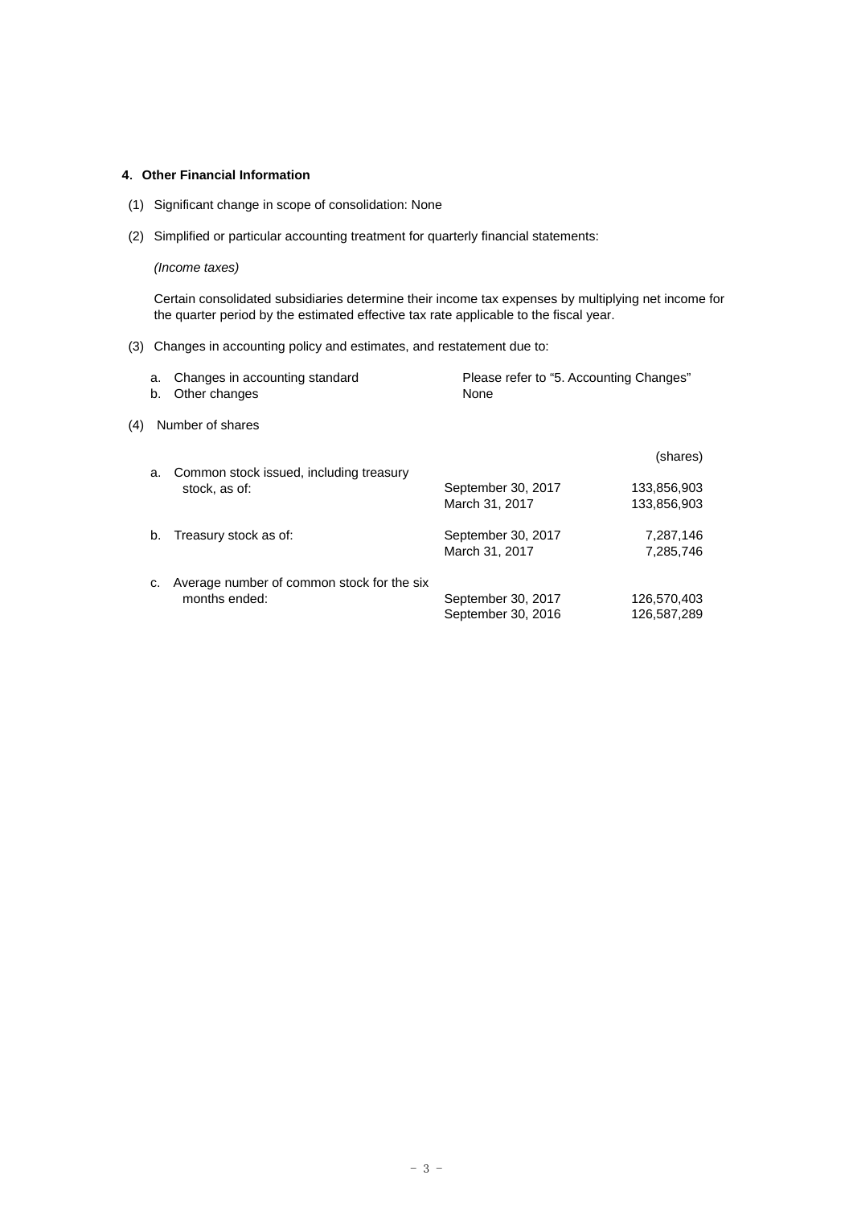## 4. Other Financial Information

(1) Significant change in scope of consolidation: None

(2) Simplified or particular accounting treatment for quarterly financial statements:

*(Income taxes)*

Certain consolidated subsidiaries determine their income tax expenses by multiplying net income for the quarter period by the estimated effective tax rate applicable to the fiscal year.

(3) Changes in accounting policy and estimates, and restatement due to:

| | |
|---|---|
| a. Changes in accounting standard | Please refer to “5. Accounting Changes” |
| b. Other changes | None |

(4) Number of shares

| | | (shares) |
|---|---|---|
| a. Common stock issued, including treasury stock, as of: | September 30, 2017 | 133,856,903 |
| | March 31, 2017 | 133,856,903 |
| b. Treasury stock as of: | September 30, 2017 | 7,287,146 |
| | March 31, 2017 | 7,285,746 |
| c. Average number of common stock for the six months ended: | September 30, 2017 | 126,570,403 |
| | September 30, 2016 | 126,587,289 |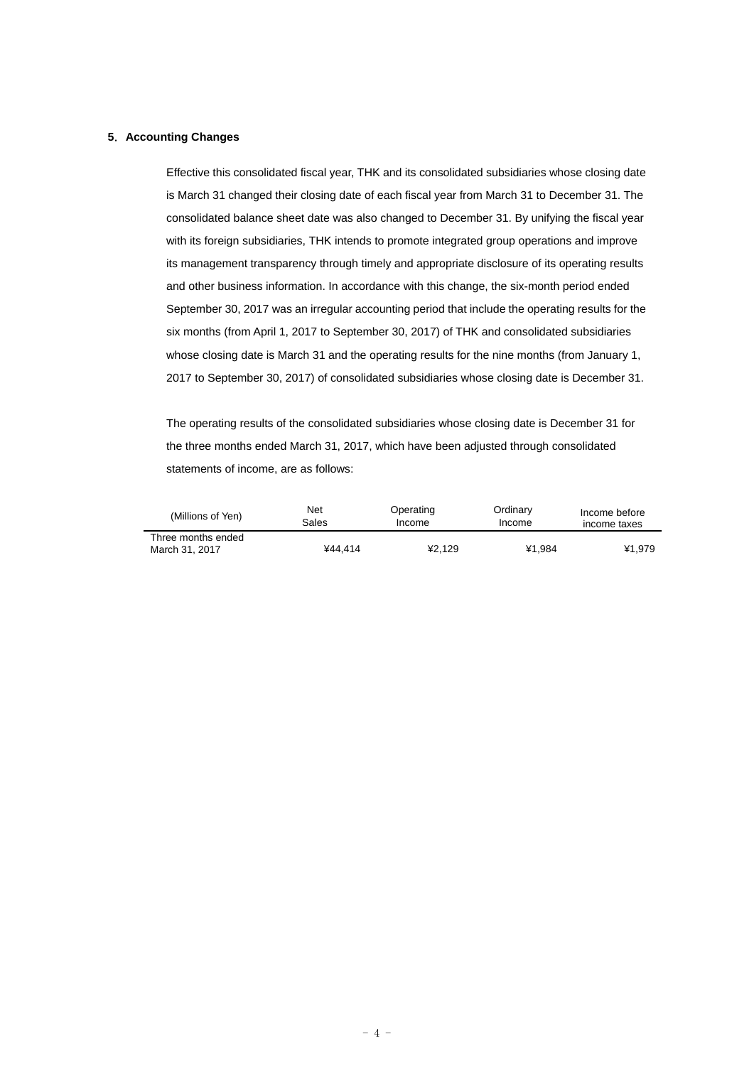## 5. Accounting Changes

Effective this consolidated fiscal year, THK and its consolidated subsidiaries whose closing date is March 31 changed their closing date of each fiscal year from March 31 to December 31. The consolidated balance sheet date was also changed to December 31. By unifying the fiscal year with its foreign subsidiaries, THK intends to promote integrated group operations and improve its management transparency through timely and appropriate disclosure of its operating results and other business information. In accordance with this change, the six-month period ended September 30, 2017 was an irregular accounting period that include the operating results for the six months (from April 1, 2017 to September 30, 2017) of THK and consolidated subsidiaries whose closing date is March 31 and the operating results for the nine months (from January 1, 2017 to September 30, 2017) of consolidated subsidiaries whose closing date is December 31.

The operating results of the consolidated subsidiaries whose closing date is December 31 for the three months ended March 31, 2017, which have been adjusted through consolidated statements of income, are as follows:

| (Millions of Yen) | Net Sales | Operating Income | Ordinary Income | Income before income taxes |
|---|---|---|---|---|
| Three months ended March 31, 2017 | ¥44,414 | ¥2,129 | ¥1,984 | ¥1,979 |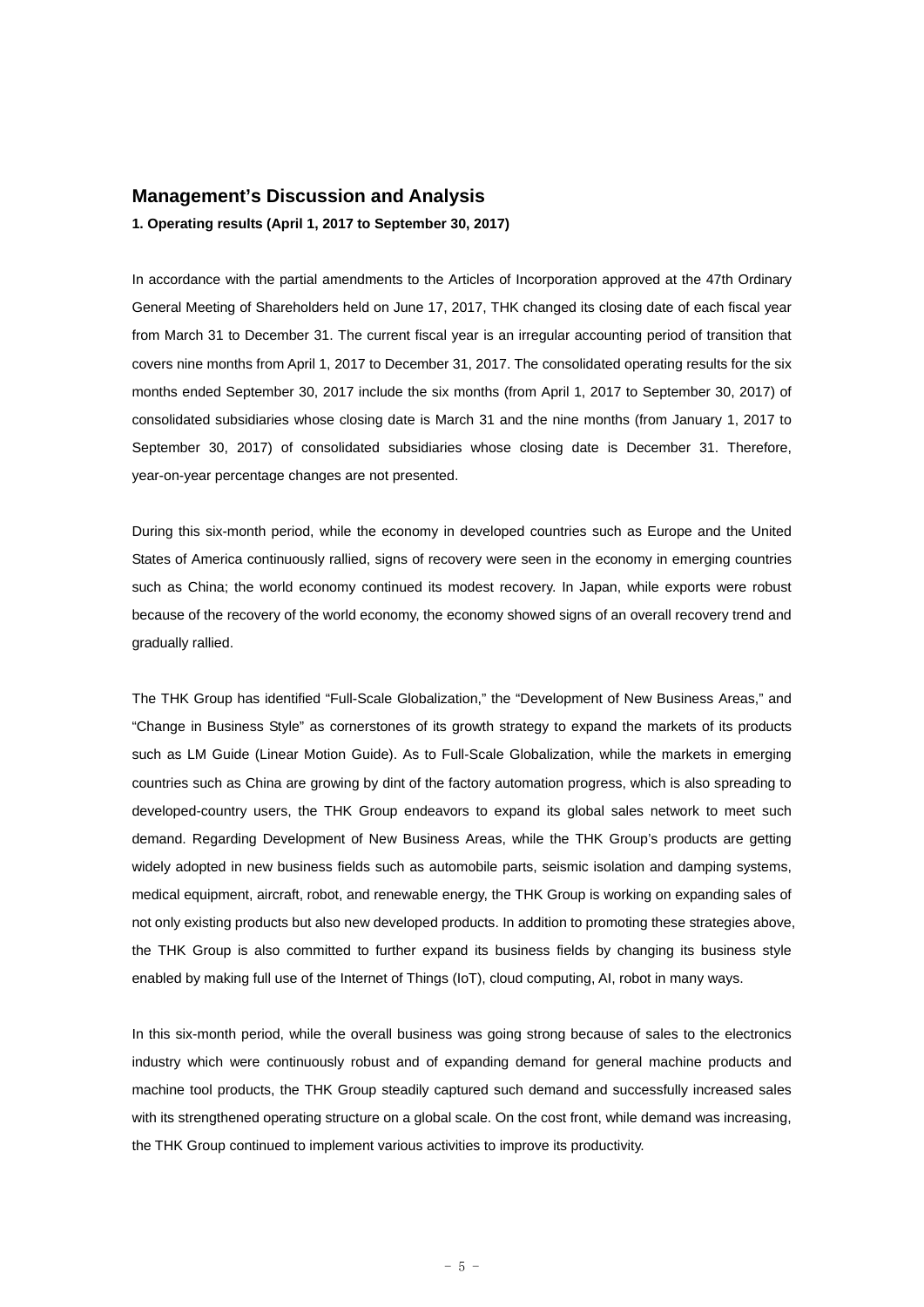## Management's Discussion and Analysis

**1. Operating results (April 1, 2017 to September 30, 2017)**

In accordance with the partial amendments to the Articles of Incorporation approved at the 47th Ordinary General Meeting of Shareholders held on June 17, 2017, THK changed its closing date of each fiscal year from March 31 to December 31. The current fiscal year is an irregular accounting period of transition that covers nine months from April 1, 2017 to December 31, 2017. The consolidated operating results for the six months ended September 30, 2017 include the six months (from April 1, 2017 to September 30, 2017) of consolidated subsidiaries whose closing date is March 31 and the nine months (from January 1, 2017 to September 30, 2017) of consolidated subsidiaries whose closing date is December 31. Therefore, year-on-year percentage changes are not presented.

During this six-month period, while the economy in developed countries such as Europe and the United States of America continuously rallied, signs of recovery were seen in the economy in emerging countries such as China; the world economy continued its modest recovery. In Japan, while exports were robust because of the recovery of the world economy, the economy showed signs of an overall recovery trend and gradually rallied.

The THK Group has identified "Full-Scale Globalization," the "Development of New Business Areas," and "Change in Business Style" as cornerstones of its growth strategy to expand the markets of its products such as LM Guide (Linear Motion Guide). As to Full-Scale Globalization, while the markets in emerging countries such as China are growing by dint of the factory automation progress, which is also spreading to developed-country users, the THK Group endeavors to expand its global sales network to meet such demand. Regarding Development of New Business Areas, while the THK Group's products are getting widely adopted in new business fields such as automobile parts, seismic isolation and damping systems, medical equipment, aircraft, robot, and renewable energy, the THK Group is working on expanding sales of not only existing products but also new developed products. In addition to promoting these strategies above, the THK Group is also committed to further expand its business fields by changing its business style enabled by making full use of the Internet of Things (IoT), cloud computing, AI, robot in many ways.

In this six-month period, while the overall business was going strong because of sales to the electronics industry which were continuously robust and of expanding demand for general machine products and machine tool products, the THK Group steadily captured such demand and successfully increased sales with its strengthened operating structure on a global scale. On the cost front, while demand was increasing, the THK Group continued to implement various activities to improve its productivity.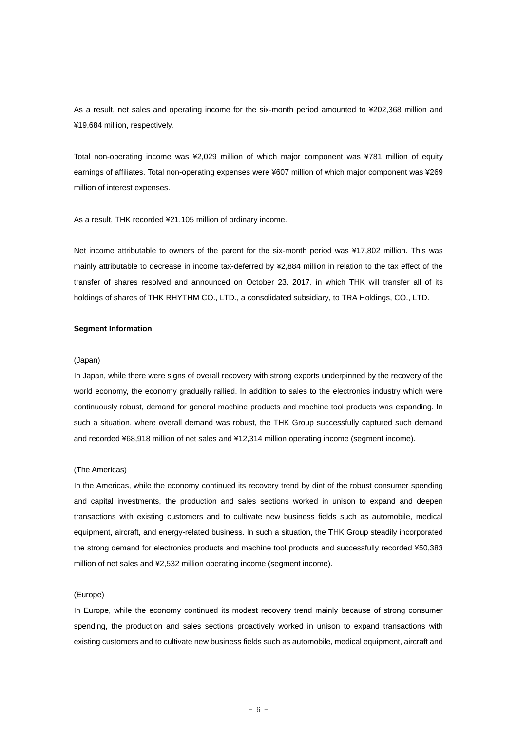As a result, net sales and operating income for the six-month period amounted to ¥202,368 million and ¥19,684 million, respectively.

Total non-operating income was ¥2,029 million of which major component was ¥781 million of equity earnings of affiliates. Total non-operating expenses were ¥607 million of which major component was ¥269 million of interest expenses.

As a result, THK recorded ¥21,105 million of ordinary income.

Net income attributable to owners of the parent for the six-month period was ¥17,802 million. This was mainly attributable to decrease in income tax-deferred by ¥2,884 million in relation to the tax effect of the transfer of shares resolved and announced on October 23, 2017, in which THK will transfer all of its holdings of shares of THK RHYTHM CO., LTD., a consolidated subsidiary, to TRA Holdings, CO., LTD.

**Segment Information**

(Japan)

In Japan, while there were signs of overall recovery with strong exports underpinned by the recovery of the world economy, the economy gradually rallied. In addition to sales to the electronics industry which were continuously robust, demand for general machine products and machine tool products was expanding. In such a situation, where overall demand was robust, the THK Group successfully captured such demand and recorded ¥68,918 million of net sales and ¥12,314 million operating income (segment income).

(The Americas)

In the Americas, while the economy continued its recovery trend by dint of the robust consumer spending and capital investments, the production and sales sections worked in unison to expand and deepen transactions with existing customers and to cultivate new business fields such as automobile, medical equipment, aircraft, and energy-related business. In such a situation, the THK Group steadily incorporated the strong demand for electronics products and machine tool products and successfully recorded ¥50,383 million of net sales and ¥2,532 million operating income (segment income).

(Europe)

In Europe, while the economy continued its modest recovery trend mainly because of strong consumer spending, the production and sales sections proactively worked in unison to expand transactions with existing customers and to cultivate new business fields such as automobile, medical equipment, aircraft and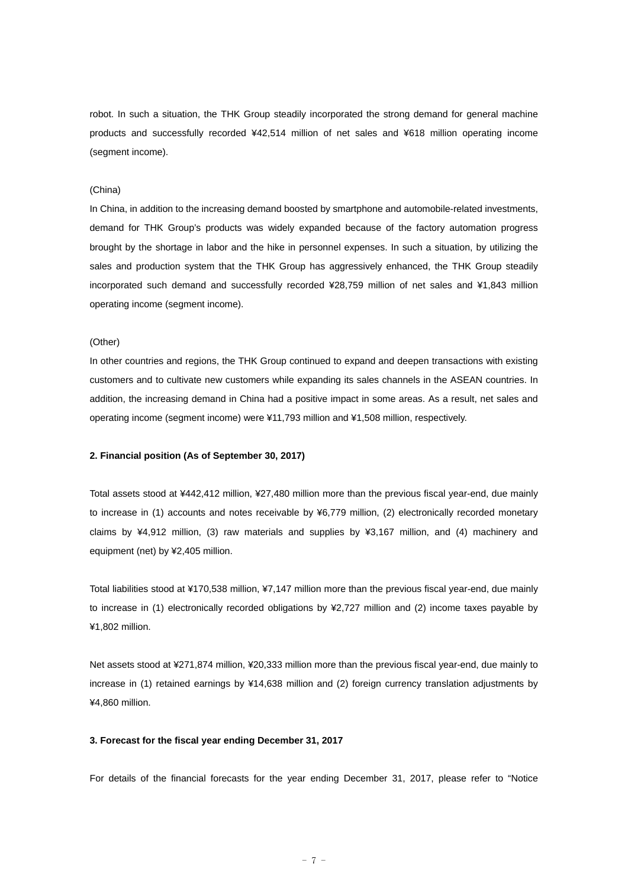robot. In such a situation, the THK Group steadily incorporated the strong demand for general machine products and successfully recorded ¥42,514 million of net sales and ¥618 million operating income (segment income).

(China)

In China, in addition to the increasing demand boosted by smartphone and automobile-related investments, demand for THK Group's products was widely expanded because of the factory automation progress brought by the shortage in labor and the hike in personnel expenses. In such a situation, by utilizing the sales and production system that the THK Group has aggressively enhanced, the THK Group steadily incorporated such demand and successfully recorded ¥28,759 million of net sales and ¥1,843 million operating income (segment income).

(Other)

In other countries and regions, the THK Group continued to expand and deepen transactions with existing customers and to cultivate new customers while expanding its sales channels in the ASEAN countries. In addition, the increasing demand in China had a positive impact in some areas. As a result, net sales and operating income (segment income) were ¥11,793 million and ¥1,508 million, respectively.

**2. Financial position (As of September 30, 2017)**

Total assets stood at ¥442,412 million, ¥27,480 million more than the previous fiscal year-end, due mainly to increase in (1) accounts and notes receivable by ¥6,779 million, (2) electronically recorded monetary claims by ¥4,912 million, (3) raw materials and supplies by ¥3,167 million, and (4) machinery and equipment (net) by ¥2,405 million.

Total liabilities stood at ¥170,538 million, ¥7,147 million more than the previous fiscal year-end, due mainly to increase in (1) electronically recorded obligations by ¥2,727 million and (2) income taxes payable by ¥1,802 million.

Net assets stood at ¥271,874 million, ¥20,333 million more than the previous fiscal year-end, due mainly to increase in (1) retained earnings by ¥14,638 million and (2) foreign currency translation adjustments by ¥4,860 million.

**3. Forecast for the fiscal year ending December 31, 2017**

For details of the financial forecasts for the year ending December 31, 2017, please refer to "Notice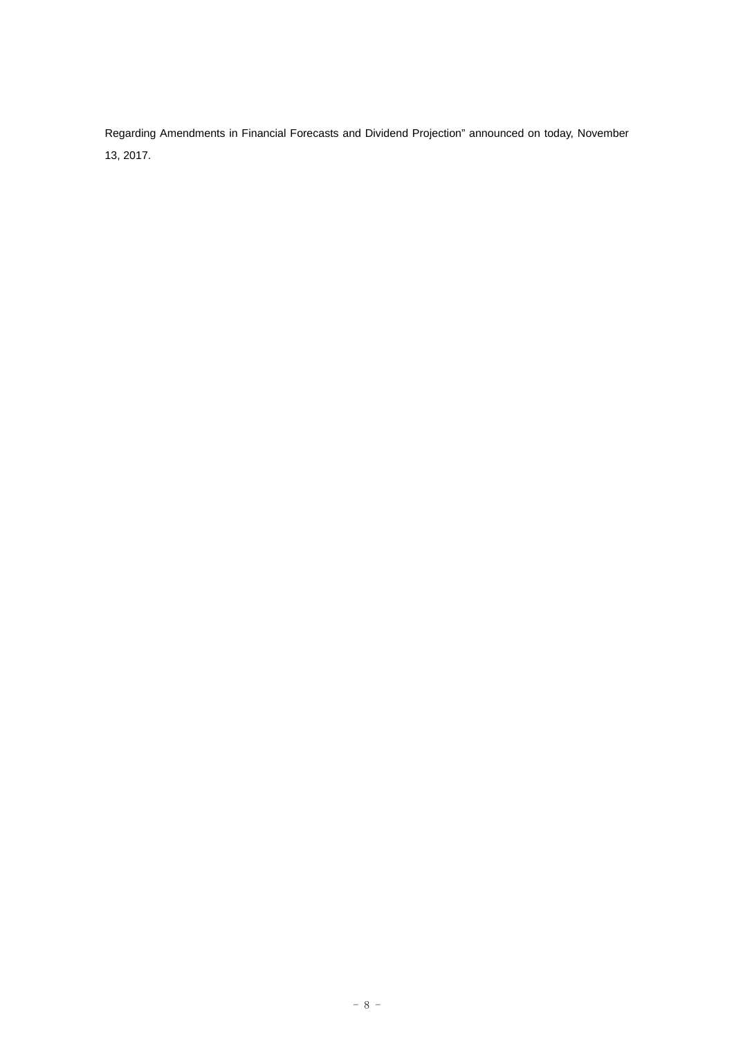Regarding Amendments in Financial Forecasts and Dividend Projection" announced on today, November 13, 2017.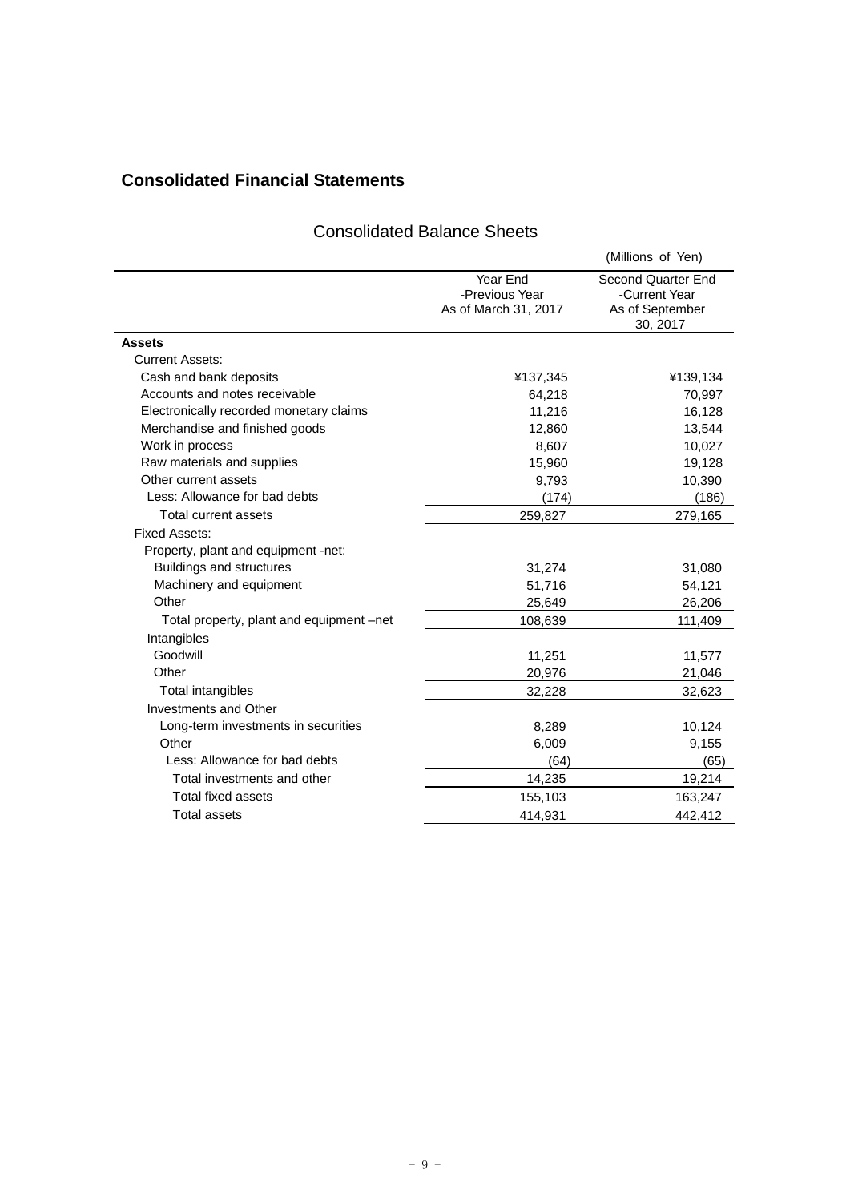## Consolidated Financial Statements

### Consolidated Balance Sheets

(Millions of Yen)

| | Year End -Previous Year As of March 31, 2017 | Second Quarter End -Current Year As of September 30, 2017 |
|---|---|---|
| **Assets** | | |
| Current Assets: | | |
| Cash and bank deposits | ¥137,345 | ¥139,134 |
| Accounts and notes receivable | 64,218 | 70,997 |
| Electronically recorded monetary claims | 11,216 | 16,128 |
| Merchandise and finished goods | 12,860 | 13,544 |
| Work in process | 8,607 | 10,027 |
| Raw materials and supplies | 15,960 | 19,128 |
| Other current assets | 9,793 | 10,390 |
| Less: Allowance for bad debts | (174) | (186) |
| Total current assets | 259,827 | 279,165 |
| Fixed Assets: | | |
| Property, plant and equipment -net: | | |
| Buildings and structures | 31,274 | 31,080 |
| Machinery and equipment | 51,716 | 54,121 |
| Other | 25,649 | 26,206 |
| Total property, plant and equipment –net | 108,639 | 111,409 |
| Intangibles | | |
| Goodwill | 11,251 | 11,577 |
| Other | 20,976 | 21,046 |
| Total intangibles | 32,228 | 32,623 |
| Investments and Other | | |
| Long-term investments in securities | 8,289 | 10,124 |
| Other | 6,009 | 9,155 |
| Less: Allowance for bad debts | (64) | (65) |
| Total investments and other | 14,235 | 19,214 |
| Total fixed assets | 155,103 | 163,247 |
| Total assets | 414,931 | 442,412 |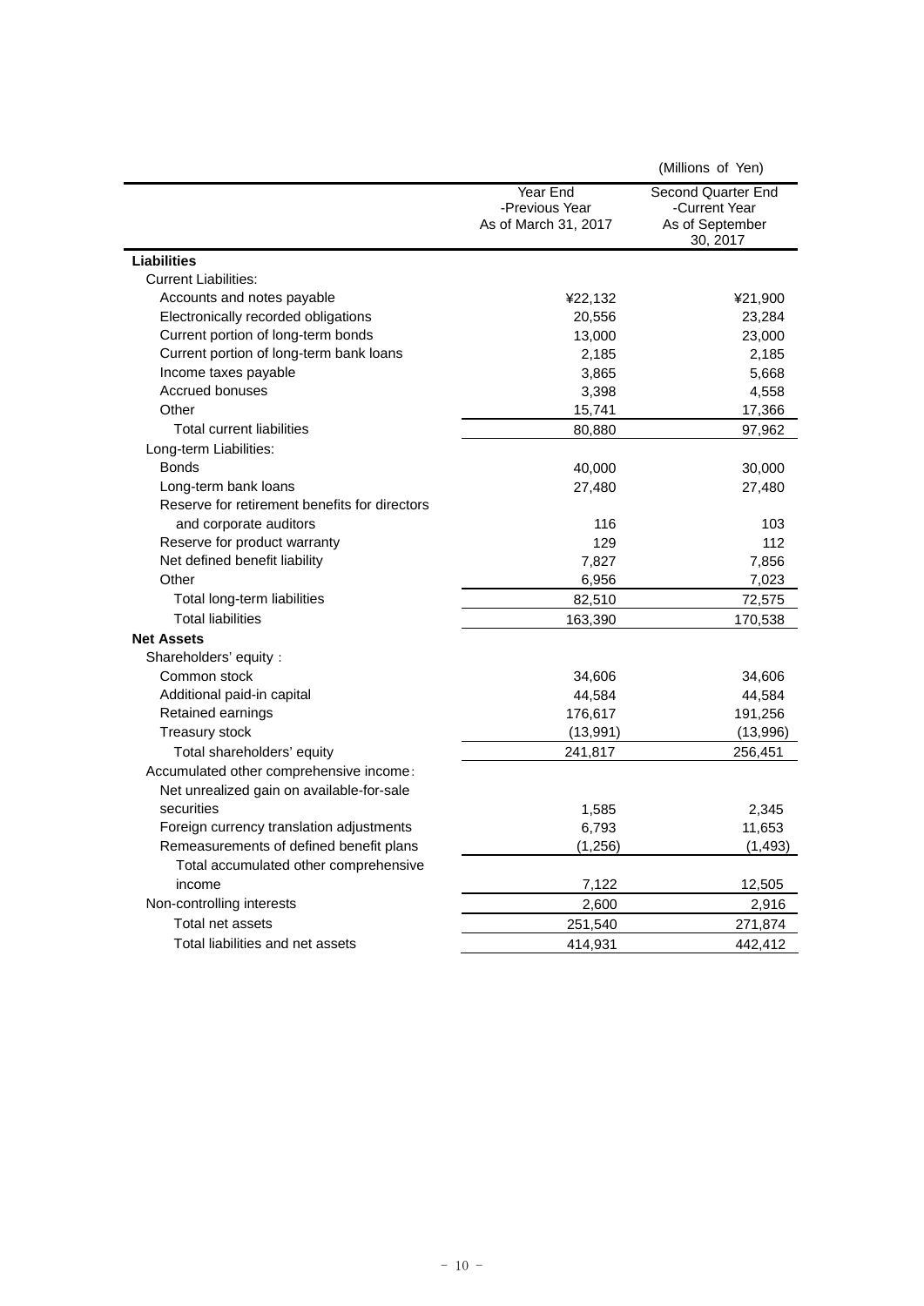(Millions of Yen)

| | Year End -Previous Year As of March 31, 2017 | Second Quarter End -Current Year As of September 30, 2017 |
|---|---|---|
| **Liabilities** | | |
| Current Liabilities: | | |
| Accounts and notes payable | ¥22,132 | ¥21,900 |
| Electronically recorded obligations | 20,556 | 23,284 |
| Current portion of long-term bonds | 13,000 | 23,000 |
| Current portion of long-term bank loans | 2,185 | 2,185 |
| Income taxes payable | 3,865 | 5,668 |
| Accrued bonuses | 3,398 | 4,558 |
| Other | 15,741 | 17,366 |
| Total current liabilities | 80,880 | 97,962 |
| Long-term Liabilities: | | |
| Bonds | 40,000 | 30,000 |
| Long-term bank loans | 27,480 | 27,480 |
| Reserve for retirement benefits for directors and corporate auditors | 116 | 103 |
| Reserve for product warranty | 129 | 112 |
| Net defined benefit liability | 7,827 | 7,856 |
| Other | 6,956 | 7,023 |
| Total long-term liabilities | 82,510 | 72,575 |
| Total liabilities | 163,390 | 170,538 |
| **Net Assets** | | |
| Shareholders' equity : | | |
| Common stock | 34,606 | 34,606 |
| Additional paid-in capital | 44,584 | 44,584 |
| Retained earnings | 176,617 | 191,256 |
| Treasury stock | (13,991) | (13,996) |
| Total shareholders' equity | 241,817 | 256,451 |
| Accumulated other comprehensive income: | | |
| Net unrealized gain on available-for-sale securities | 1,585 | 2,345 |
| Foreign currency translation adjustments | 6,793 | 11,653 |
| Remeasurements of defined benefit plans | (1,256) | (1,493) |
| Total accumulated other comprehensive income | 7,122 | 12,505 |
| Non-controlling interests | 2,600 | 2,916 |
| Total net assets | 251,540 | 271,874 |
| Total liabilities and net assets | 414,931 | 442,412 |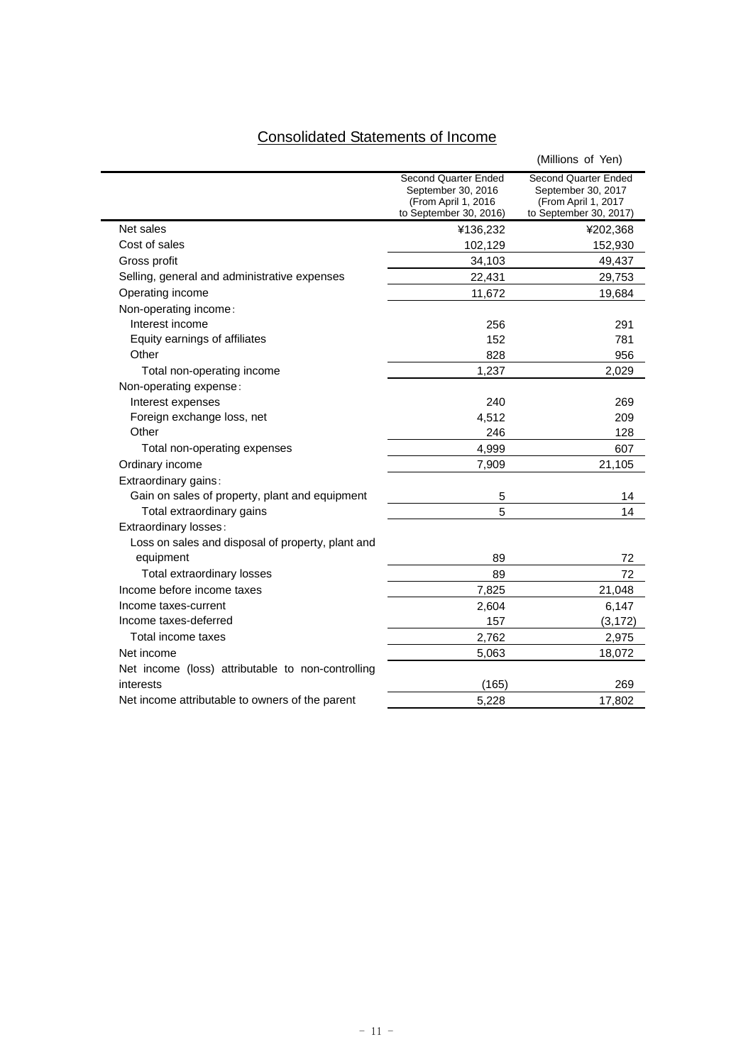# Consolidated Statements of Income

(Millions of Yen)

| | Second Quarter Ended September 30, 2016 (From April 1, 2016 to September 30, 2016) | Second Quarter Ended September 30, 2017 (From April 1, 2017 to September 30, 2017) |
|---|---|---|
| Net sales | ¥136,232 | ¥202,368 |
| Cost of sales | 102,129 | 152,930 |
| Gross profit | 34,103 | 49,437 |
| Selling, general and administrative expenses | 22,431 | 29,753 |
| Operating income | 11,672 | 19,684 |
| Non-operating income: | | |
| Interest income | 256 | 291 |
| Equity earnings of affiliates | 152 | 781 |
| Other | 828 | 956 |
| Total non-operating income | 1,237 | 2,029 |
| Non-operating expense: | | |
| Interest expenses | 240 | 269 |
| Foreign exchange loss, net | 4,512 | 209 |
| Other | 246 | 128 |
| Total non-operating expenses | 4,999 | 607 |
| Ordinary income | 7,909 | 21,105 |
| Extraordinary gains: | | |
| Gain on sales of property, plant and equipment | 5 | 14 |
| Total extraordinary gains | 5 | 14 |
| Extraordinary losses: | | |
| Loss on sales and disposal of property, plant and equipment | 89 | 72 |
| Total extraordinary losses | 89 | 72 |
| Income before income taxes | 7,825 | 21,048 |
| Income taxes-current | 2,604 | 6,147 |
| Income taxes-deferred | 157 | (3,172) |
| Total income taxes | 2,762 | 2,975 |
| Net income | 5,063 | 18,072 |
| Net income (loss) attributable to non-controlling interests | (165) | 269 |
| Net income attributable to owners of the parent | 5,228 | 17,802 |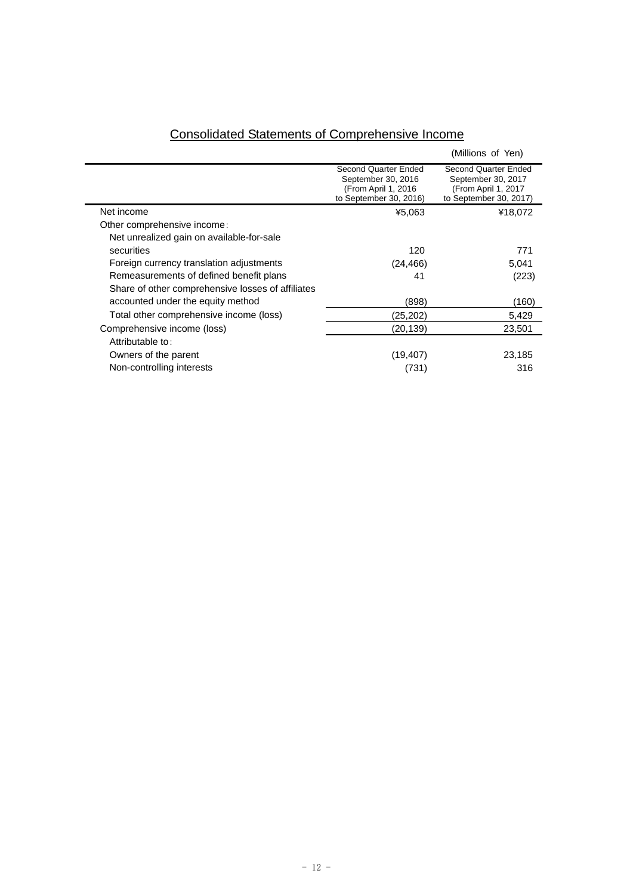# Consolidated Statements of Comprehensive Income

(Millions of Yen)

| | Second Quarter Ended September 30, 2016 (From April 1, 2016 to September 30, 2016) | Second Quarter Ended September 30, 2017 (From April 1, 2017 to September 30, 2017) |
|---|---|---|
| Net income | ¥5,063 | ¥18,072 |
| Other comprehensive income: | | |
| Net unrealized gain on available-for-sale securities | 120 | 771 |
| Foreign currency translation adjustments | (24,466) | 5,041 |
| Remeasurements of defined benefit plans | 41 | (223) |
| Share of other comprehensive losses of affiliates accounted under the equity method | (898) | (160) |
| Total other comprehensive income (loss) | (25,202) | 5,429 |
| Comprehensive income (loss) | (20,139) | 23,501 |
| Attributable to: | | |
| Owners of the parent | (19,407) | 23,185 |
| Non-controlling interests | (731) | 316 |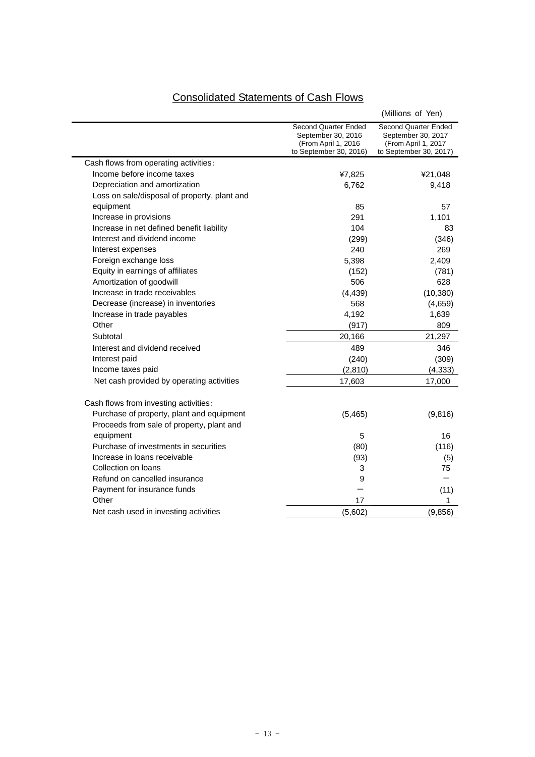## Consolidated Statements of Cash Flows

(Millions of Yen)

| | Second Quarter Ended September 30, 2016 (From April 1, 2016 to September 30, 2016) | Second Quarter Ended September 30, 2017 (From April 1, 2017 to September 30, 2017) |
|---|---|---|
| Cash flows from operating activities: | | |
| Income before income taxes | ¥7,825 | ¥21,048 |
| Depreciation and amortization | 6,762 | 9,418 |
| Loss on sale/disposal of property, plant and equipment | 85 | 57 |
| Increase in provisions | 291 | 1,101 |
| Increase in net defined benefit liability | 104 | 83 |
| Interest and dividend income | (299) | (346) |
| Interest expenses | 240 | 269 |
| Foreign exchange loss | 5,398 | 2,409 |
| Equity in earnings of affiliates | (152) | (781) |
| Amortization of goodwill | 506 | 628 |
| Increase in trade receivables | (4,439) | (10,380) |
| Decrease (increase) in inventories | 568 | (4,659) |
| Increase in trade payables | 4,192 | 1,639 |
| Other | (917) | 809 |
| Subtotal | 20,166 | 21,297 |
| Interest and dividend received | 489 | 346 |
| Interest paid | (240) | (309) |
| Income taxes paid | (2,810) | (4,333) |
| Net cash provided by operating activities | 17,603 | 17,000 |
| Cash flows from investing activities: | | |
| Purchase of property, plant and equipment | (5,465) | (9,816) |
| Proceeds from sale of property, plant and equipment | 5 | 16 |
| Purchase of investments in securities | (80) | (116) |
| Increase in loans receivable | (93) | (5) |
| Collection on loans | 3 | 75 |
| Refund on cancelled insurance | 9 | ― |
| Payment for insurance funds | ― | (11) |
| Other | 17 | 1 |
| Net cash used in investing activities | (5,602) | (9,856) |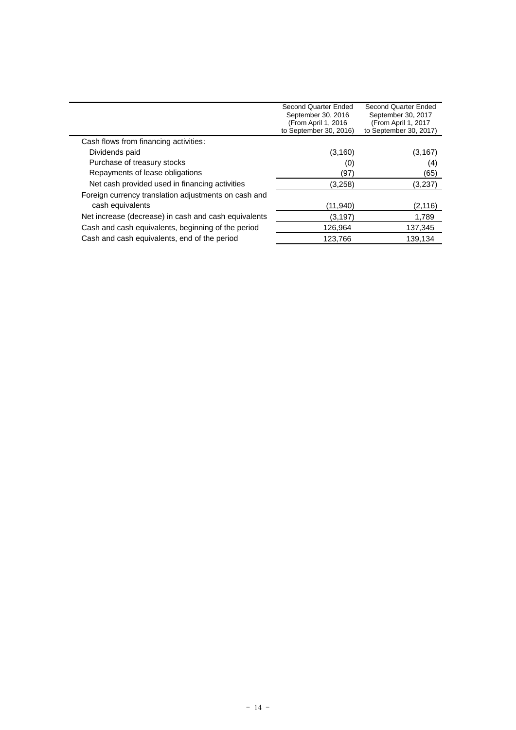| | Second Quarter Ended September 30, 2016 (From April 1, 2016 to September 30, 2016) | Second Quarter Ended September 30, 2017 (From April 1, 2017 to September 30, 2017) |
|---|---|---|
| Cash flows from financing activities: | | |
| Dividends paid | (3,160) | (3,167) |
| Purchase of treasury stocks | (0) | (4) |
| Repayments of lease obligations | (97) | (65) |
| Net cash provided used in financing activities | (3,258) | (3,237) |
| Foreign currency translation adjustments on cash and cash equivalents | (11,940) | (2,116) |
| Net increase (decrease) in cash and cash equivalents | (3,197) | 1,789 |
| Cash and cash equivalents, beginning of the period | 126,964 | 137,345 |
| Cash and cash equivalents, end of the period | 123,766 | 139,134 |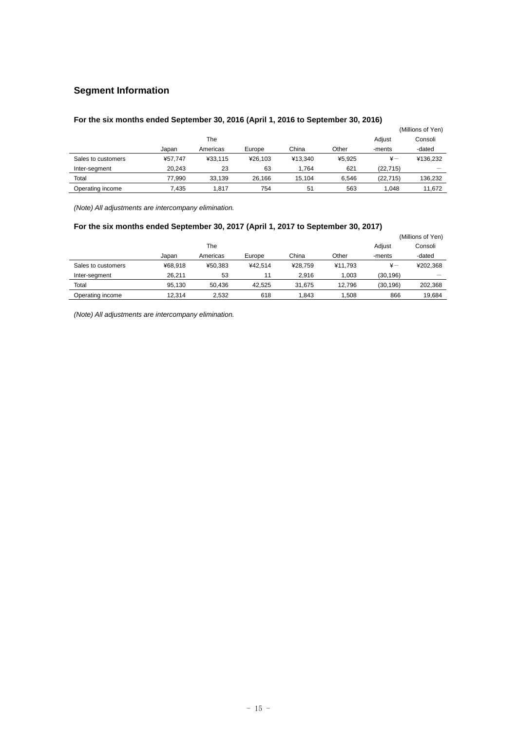## Segment Information

### For the six months ended September 30, 2016 (April 1, 2016 to September 30, 2016)

(Millions of Yen)

| | Japan | The Americas | Europe | China | Other | Adjustments | Consolidated |
|---|---|---|---|---|---|---|---|
| Sales to customers | ¥57,747 | ¥33,115 | ¥26,103 | ¥13,340 | ¥5,925 | ¥－ | ¥136,232 |
| Inter-segment | 20,243 | 23 | 63 | 1,764 | 621 | (22,715) | － |
| Total | 77,990 | 33,139 | 26,166 | 15,104 | 6,546 | (22,715) | 136,232 |
| Operating income | 7,435 | 1,817 | 754 | 51 | 563 | 1,048 | 11,672 |

*(Note) All adjustments are intercompany elimination.*

### For the six months ended September 30, 2017 (April 1, 2017 to September 30, 2017)

(Millions of Yen)

| | Japan | The Americas | Europe | China | Other | Adjustments | Consolidated |
|---|---|---|---|---|---|---|---|
| Sales to customers | ¥68,918 | ¥50,383 | ¥42,514 | ¥28,759 | ¥11,793 | ¥－ | ¥202,368 |
| Inter-segment | 26,211 | 53 | 11 | 2,916 | 1,003 | (30,196) | － |
| Total | 95,130 | 50,436 | 42,525 | 31,675 | 12,796 | (30,196) | 202,368 |
| Operating income | 12,314 | 2,532 | 618 | 1,843 | 1,508 | 866 | 19,684 |

*(Note) All adjustments are intercompany elimination.*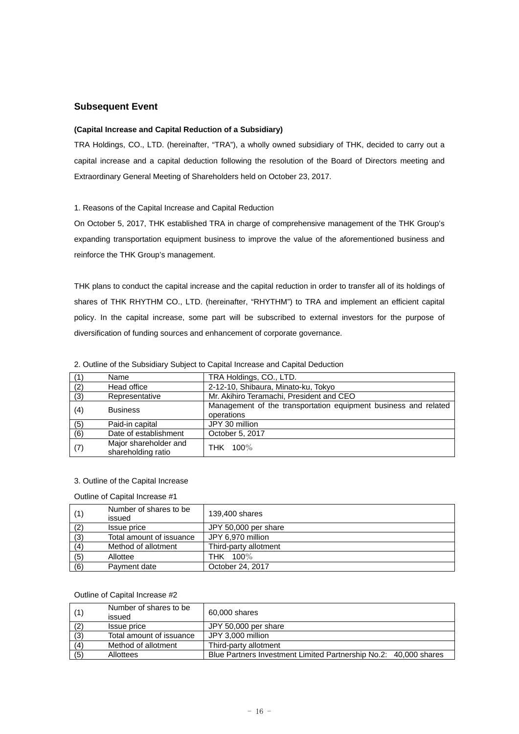## Subsequent Event

**(Capital Increase and Capital Reduction of a Subsidiary)**

TRA Holdings, CO., LTD. (hereinafter, "TRA"), a wholly owned subsidiary of THK, decided to carry out a capital increase and a capital deduction following the resolution of the Board of Directors meeting and Extraordinary General Meeting of Shareholders held on October 23, 2017.

1. Reasons of the Capital Increase and Capital Reduction

On October 5, 2017, THK established TRA in charge of comprehensive management of the THK Group's expanding transportation equipment business to improve the value of the aforementioned business and reinforce the THK Group's management.

THK plans to conduct the capital increase and the capital reduction in order to transfer all of its holdings of shares of THK RHYTHM CO., LTD. (hereinafter, "RHYTHM") to TRA and implement an efficient capital policy. In the capital increase, some part will be subscribed to external investors for the purpose of diversification of funding sources and enhancement of corporate governance.

2. Outline of the Subsidiary Subject to Capital Increase and Capital Deduction

| | | |
|---|---|---|
| (1) | Name | TRA Holdings, CO., LTD. |
| (2) | Head office | 2-12-10, Shibaura, Minato-ku, Tokyo |
| (3) | Representative | Mr. Akihiro Teramachi, President and CEO |
| (4) | Business | Management of the transportation equipment business and related operations |
| (5) | Paid-in capital | JPY 30 million |
| (6) | Date of establishment | October 5, 2017 |
| (7) | Major shareholder and shareholding ratio | THK 100％ |

3. Outline of the Capital Increase

Outline of Capital Increase #1

| | | |
|---|---|---|
| (1) | Number of shares to be issued | 139,400 shares |
| (2) | Issue price | JPY 50,000 per share |
| (3) | Total amount of issuance | JPY 6,970 million |
| (4) | Method of allotment | Third-party allotment |
| (5) | Allottee | THK 100％ |
| (6) | Payment date | October 24, 2017 |

Outline of Capital Increase #2

| | | |
|---|---|---|
| (1) | Number of shares to be issued | 60,000 shares |
| (2) | Issue price | JPY 50,000 per share |
| (3) | Total amount of issuance | JPY 3,000 million |
| (4) | Method of allotment | Third-party allotment |
| (5) | Allottees | Blue Partners Investment Limited Partnership No.2: 40,000 shares |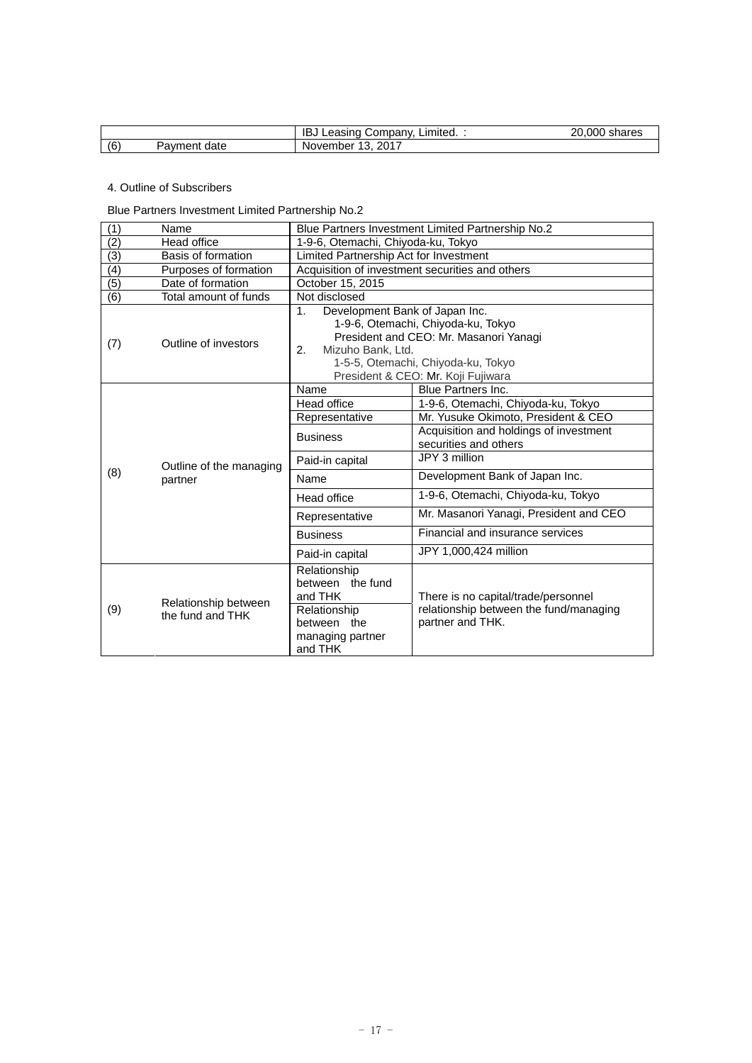| | | IBJ Leasing Company, Limited. : | 20,000 shares |
|---|---|---|---|
| (6) | Payment date | November 13, 2017 | |

4. Outline of Subscribers

Blue Partners Investment Limited Partnership No.2

| (1) | Name | Blue Partners Investment Limited Partnership No.2 | |
|---|---|---|---|
| (2) | Head office | 1-9-6, Otemachi, Chiyoda-ku, Tokyo | |
| (3) | Basis of formation | Limited Partnership Act for Investment | |
| (4) | Purposes of formation | Acquisition of investment securities and others | |
| (5) | Date of formation | October 15, 2015 | |
| (6) | Total amount of funds | Not disclosed | |
| (7) | Outline of investors | 1. Development Bank of Japan Inc.<br>1-9-6, Otemachi, Chiyoda-ku, Tokyo<br>President and CEO: Mr. Masanori Yanagi<br>2. Mizuho Bank, Ltd.<br>1-5-5, Otemachi, Chiyoda-ku, Tokyo<br>President & CEO: Mr. Koji Fujiwara | |
| (8) | Outline of the managing partner | Name | Blue Partners Inc. |
| | | Head office | 1-9-6, Otemachi, Chiyoda-ku, Tokyo |
| | | Representative | Mr. Yusuke Okimoto, President & CEO |
| | | Business | Acquisition and holdings of investment securities and others |
| | | Paid-in capital | JPY 3 million |
| | | Name | Development Bank of Japan Inc. |
| | | Head office | 1-9-6, Otemachi, Chiyoda-ku, Tokyo |
| | | Representative | Mr. Masanori Yanagi, President and CEO |
| | | Business | Financial and insurance services |
| | | Paid-in capital | JPY 1,000,424 million |
| (9) | Relationship between the fund and THK | Relationship between the fund and THK | There is no capital/trade/personnel relationship between the fund/managing partner and THK. |
| | | Relationship between the managing partner and THK | |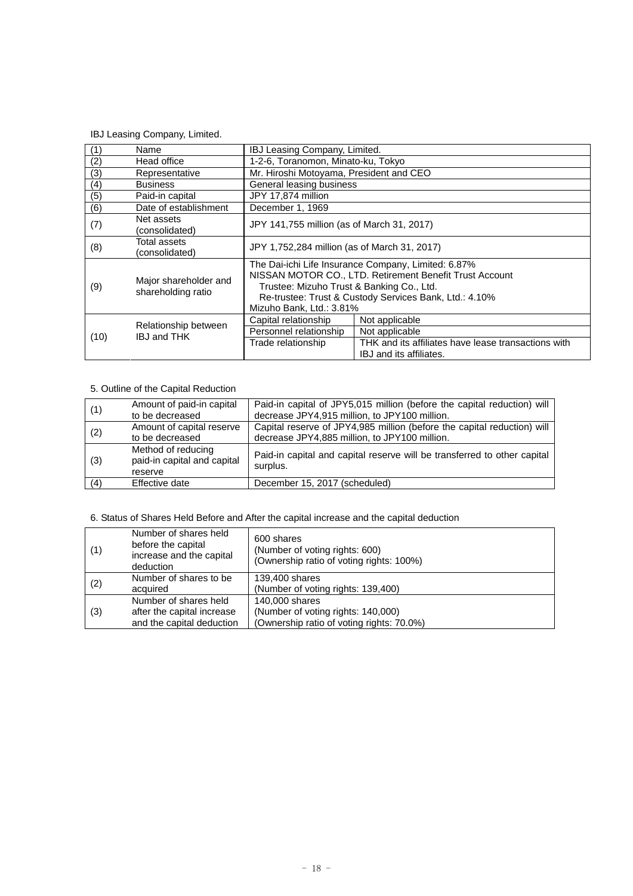IBJ Leasing Company, Limited.

| (1) | Name | IBJ Leasing Company, Limited. | |
|---|---|---|---|
| (2) | Head office | 1-2-6, Toranomon, Minato-ku, Tokyo | |
| (3) | Representative | Mr. Hiroshi Motoyama, President and CEO | |
| (4) | Business | General leasing business | |
| (5) | Paid-in capital | JPY 17,874 million | |
| (6) | Date of establishment | December 1, 1969 | |
| (7) | Net assets (consolidated) | JPY 141,755 million (as of March 31, 2017) | |
| (8) | Total assets (consolidated) | JPY 1,752,284 million (as of March 31, 2017) | |
| (9) | Major shareholder and shareholding ratio | The Dai-ichi Life Insurance Company, Limited: 6.87%<br>NISSAN MOTOR CO., LTD. Retirement Benefit Trust Account<br>Trustee: Mizuho Trust & Banking Co., Ltd.<br>Re-trustee: Trust & Custody Services Bank, Ltd.: 4.10%<br>Mizuho Bank, Ltd.: 3.81% | |
| (10) | Relationship between IBJ and THK | Capital relationship | Not applicable |
| | | Personnel relationship | Not applicable |
| | | Trade relationship | THK and its affiliates have lease transactions with IBJ and its affiliates. |

5. Outline of the Capital Reduction

| (1) | Amount of paid-in capital to be decreased | Paid-in capital of JPY5,015 million (before the capital reduction) will decrease JPY4,915 million, to JPY100 million. |
|---|---|---|
| (2) | Amount of capital reserve to be decreased | Capital reserve of JPY4,985 million (before the capital reduction) will decrease JPY4,885 million, to JPY100 million. |
| (3) | Method of reducing paid-in capital and capital reserve | Paid-in capital and capital reserve will be transferred to other capital surplus. |
| (4) | Effective date | December 15, 2017 (scheduled) |

6. Status of Shares Held Before and After the capital increase and the capital deduction

| (1) | Number of shares held before the capital increase and the capital deduction | 600 shares<br>(Number of voting rights: 600)<br>(Ownership ratio of voting rights: 100%) |
|---|---|---|
| (2) | Number of shares to be acquired | 139,400 shares<br>(Number of voting rights: 139,400) |
| (3) | Number of shares held after the capital increase and the capital deduction | 140,000 shares<br>(Number of voting rights: 140,000)<br>(Ownership ratio of voting rights: 70.0%) |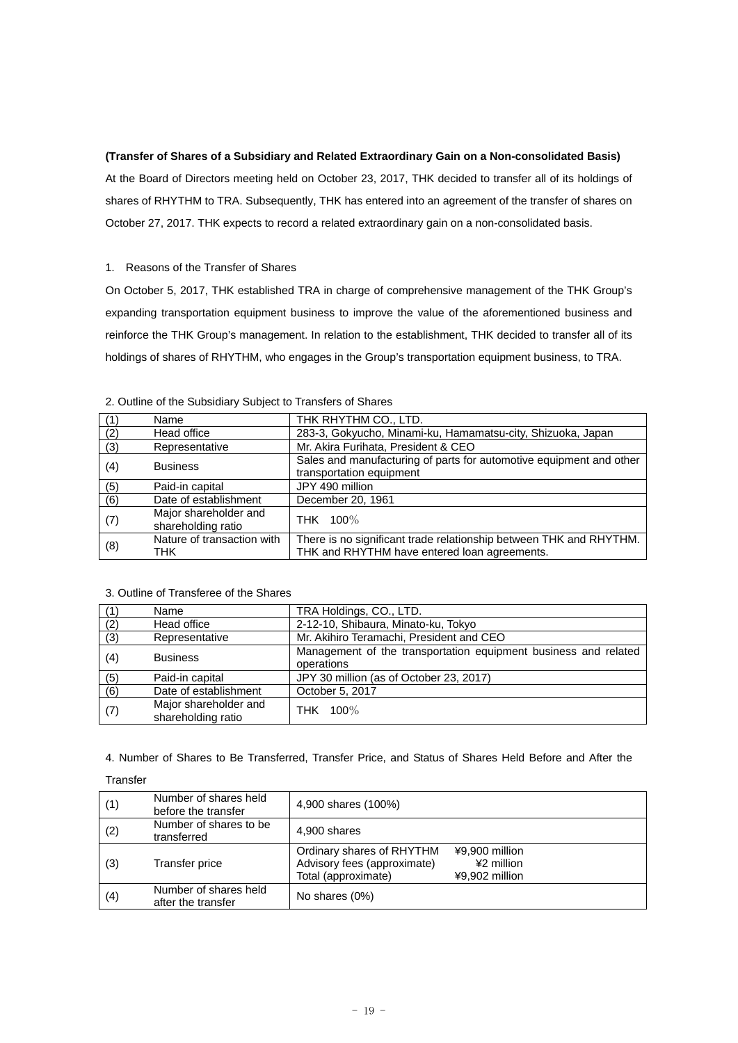**(Transfer of Shares of a Subsidiary and Related Extraordinary Gain on a Non-consolidated Basis)**

At the Board of Directors meeting held on October 23, 2017, THK decided to transfer all of its holdings of shares of RHYTHM to TRA. Subsequently, THK has entered into an agreement of the transfer of shares on October 27, 2017. THK expects to record a related extraordinary gain on a non-consolidated basis.

1. Reasons of the Transfer of Shares

On October 5, 2017, THK established TRA in charge of comprehensive management of the THK Group's expanding transportation equipment business to improve the value of the aforementioned business and reinforce the THK Group's management. In relation to the establishment, THK decided to transfer all of its holdings of shares of RHYTHM, who engages in the Group's transportation equipment business, to TRA.

2. Outline of the Subsidiary Subject to Transfers of Shares

| | | |
|---|---|---|
| (1) | Name | THK RHYTHM CO., LTD. |
| (2) | Head office | 283-3, Gokyucho, Minami-ku, Hamamatsu-city, Shizuoka, Japan |
| (3) | Representative | Mr. Akira Furihata, President & CEO |
| (4) | Business | Sales and manufacturing of parts for automotive equipment and other transportation equipment |
| (5) | Paid-in capital | JPY 490 million |
| (6) | Date of establishment | December 20, 1961 |
| (7) | Major shareholder and shareholding ratio | THK 100％ |
| (8) | Nature of transaction with THK | There is no significant trade relationship between THK and RHYTHM. THK and RHYTHM have entered loan agreements. |

3. Outline of Transferee of the Shares

| | | |
|---|---|---|
| (1) | Name | TRA Holdings, CO., LTD. |
| (2) | Head office | 2-12-10, Shibaura, Minato-ku, Tokyo |
| (3) | Representative | Mr. Akihiro Teramachi, President and CEO |
| (4) | Business | Management of the transportation equipment business and related operations |
| (5) | Paid-in capital | JPY 30 million (as of October 23, 2017) |
| (6) | Date of establishment | October 5, 2017 |
| (7) | Major shareholder and shareholding ratio | THK 100％ |

4. Number of Shares to Be Transferred, Transfer Price, and Status of Shares Held Before and After the Transfer

| | | |
|---|---|---|
| (1) | Number of shares held before the transfer | 4,900 shares (100%) |
| (2) | Number of shares to be transferred | 4,900 shares |
| (3) | Transfer price | Ordinary shares of RHYTHM ¥9,900 million<br>Advisory fees (approximate) ¥2 million<br>Total (approximate) ¥9,902 million |
| (4) | Number of shares held after the transfer | No shares (0%) |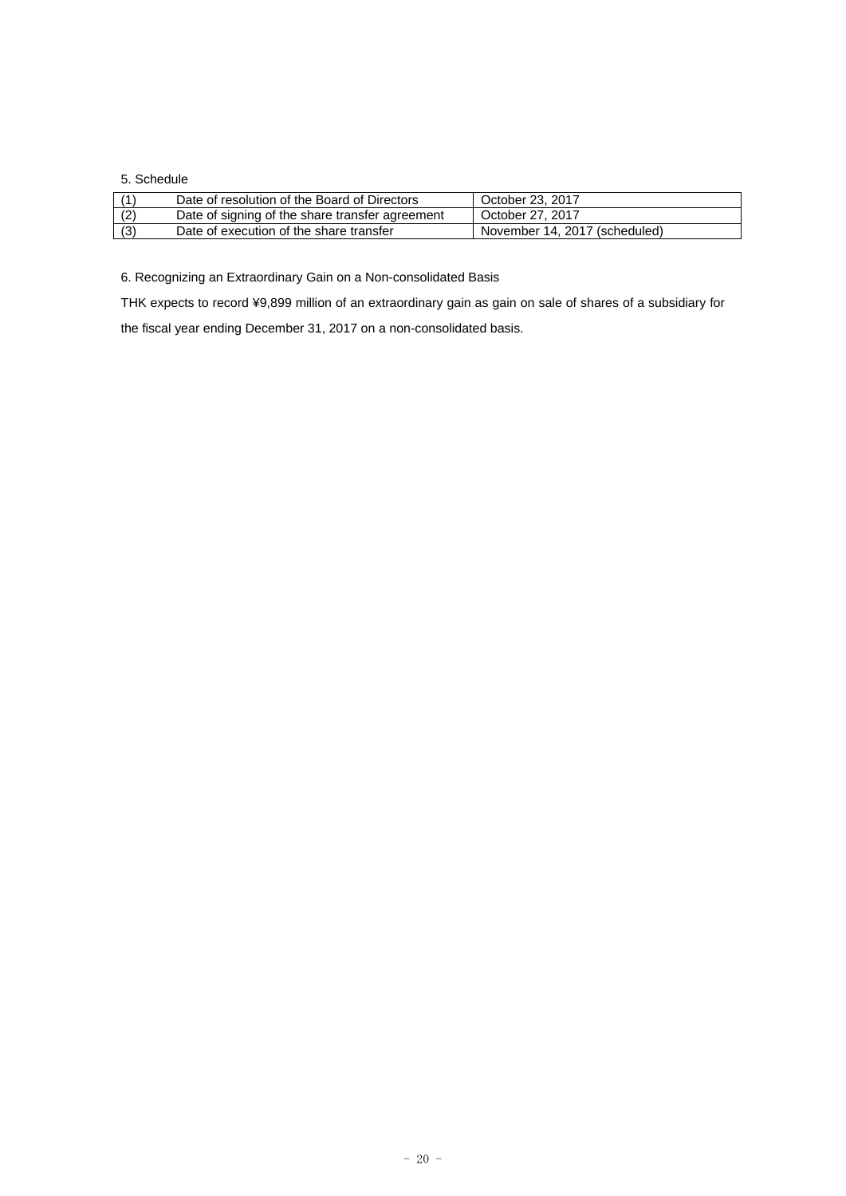5. Schedule

| (1) | Date of resolution of the Board of Directors | October 23, 2017 |
|---|---|---|
| (2) | Date of signing of the share transfer agreement | October 27, 2017 |
| (3) | Date of execution of the share transfer | November 14, 2017 (scheduled) |

6. Recognizing an Extraordinary Gain on a Non-consolidated Basis

THK expects to record ¥9,899 million of an extraordinary gain as gain on sale of shares of a subsidiary for the fiscal year ending December 31, 2017 on a non-consolidated basis.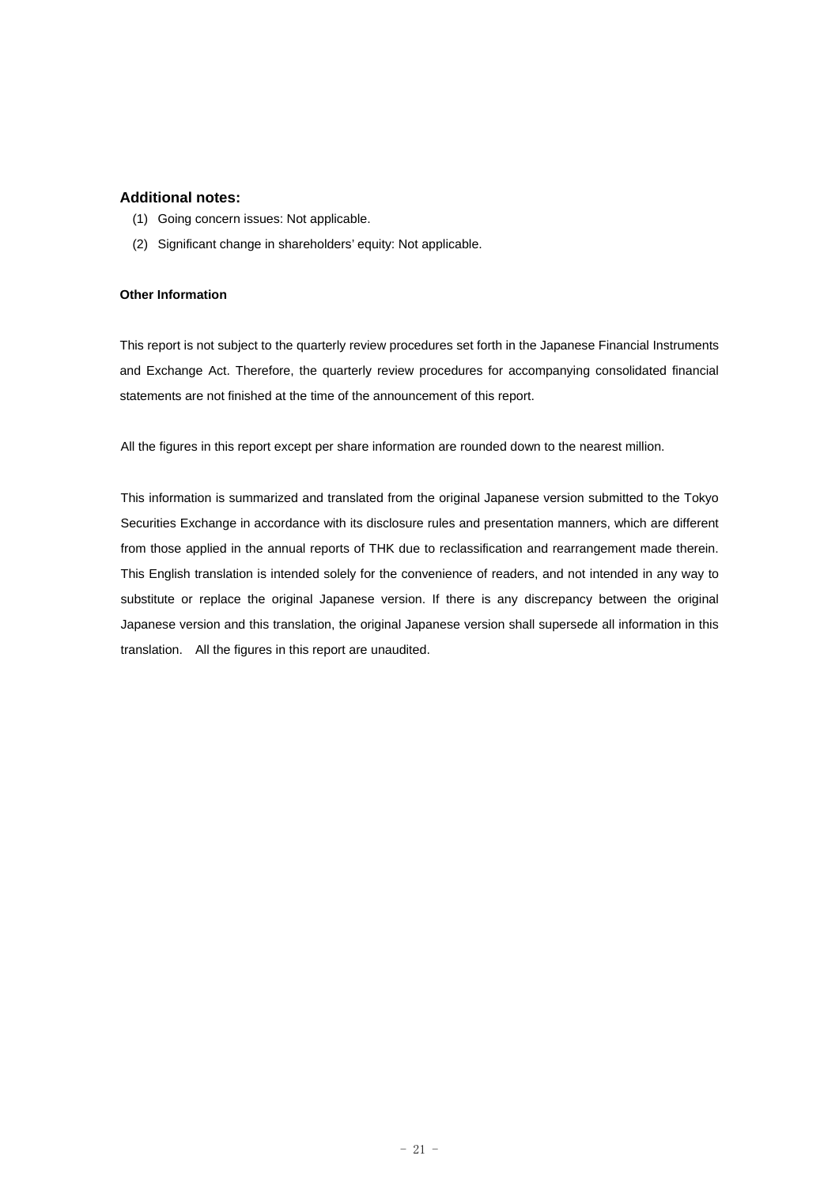## Additional notes:

(1) Going concern issues: Not applicable.

(2) Significant change in shareholders' equity: Not applicable.

**Other Information**

This report is not subject to the quarterly review procedures set forth in the Japanese Financial Instruments and Exchange Act. Therefore, the quarterly review procedures for accompanying consolidated financial statements are not finished at the time of the announcement of this report.

All the figures in this report except per share information are rounded down to the nearest million.

This information is summarized and translated from the original Japanese version submitted to the Tokyo Securities Exchange in accordance with its disclosure rules and presentation manners, which are different from those applied in the annual reports of THK due to reclassification and rearrangement made therein. This English translation is intended solely for the convenience of readers, and not intended in any way to substitute or replace the original Japanese version. If there is any discrepancy between the original Japanese version and this translation, the original Japanese version shall supersede all information in this translation.　All the figures in this report are unaudited.